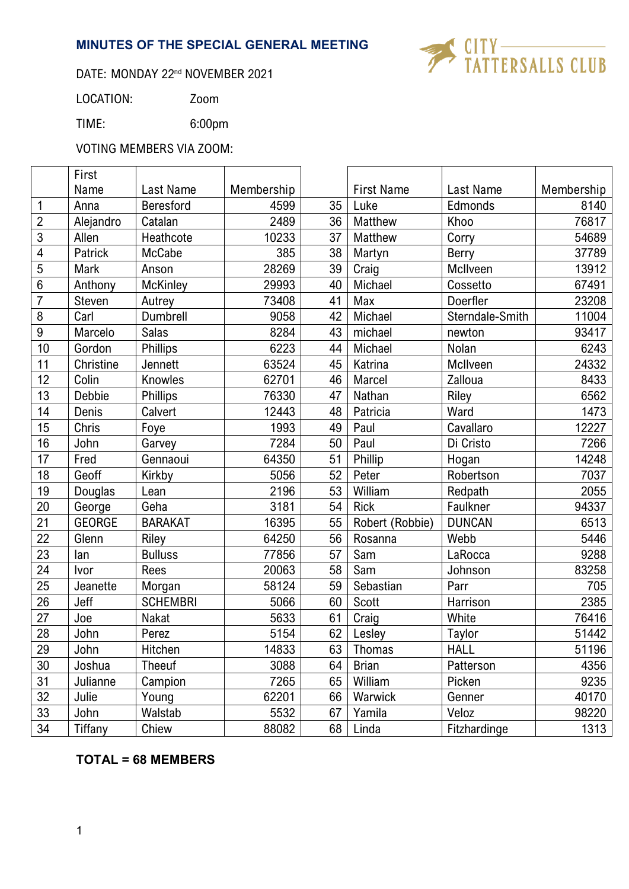**MINUTES OF THE SPECIAL GENERAL MEETING**

CITY TATTERSALLS CLUB

DATE: MONDAY 22nd NOVEMBER 2021

LOCATION: Zoom

TIME: 6:00pm

VOTING MEMBERS VIA ZOOM:

| | First Name | Last Name | Membership | | First Name | Last Name | Membership |
|---|---|---|---|---|---|---|---|
| 1 | Anna | Beresford | 4599 | 35 | Luke | Edmonds | 8140 |
| 2 | Alejandro | Catalan | 2489 | 36 | Matthew | Khoo | 76817 |
| 3 | Allen | Heathcote | 10233 | 37 | Matthew | Corry | 54689 |
| 4 | Patrick | McCabe | 385 | 38 | Martyn | Berry | 37789 |
| 5 | Mark | Anson | 28269 | 39 | Craig | McIlveen | 13912 |
| 6 | Anthony | McKinley | 29993 | 40 | Michael | Cossetto | 67491 |
| 7 | Steven | Autrey | 73408 | 41 | Max | Doerfler | 23208 |
| 8 | Carl | Dumbrell | 9058 | 42 | Michael | Sterndale-Smith | 11004 |
| 9 | Marcelo | Salas | 8284 | 43 | michael | newton | 93417 |
| 10 | Gordon | Phillips | 6223 | 44 | Michael | Nolan | 6243 |
| 11 | Christine | Jennett | 63524 | 45 | Katrina | McIlveen | 24332 |
| 12 | Colin | Knowles | 62701 | 46 | Marcel | Zalloua | 8433 |
| 13 | Debbie | Phillips | 76330 | 47 | Nathan | Riley | 6562 |
| 14 | Denis | Calvert | 12443 | 48 | Patricia | Ward | 1473 |
| 15 | Chris | Foye | 1993 | 49 | Paul | Cavallaro | 12227 |
| 16 | John | Garvey | 7284 | 50 | Paul | Di Cristo | 7266 |
| 17 | Fred | Gennaoui | 64350 | 51 | Phillip | Hogan | 14248 |
| 18 | Geoff | Kirkby | 5056 | 52 | Peter | Robertson | 7037 |
| 19 | Douglas | Lean | 2196 | 53 | William | Redpath | 2055 |
| 20 | George | Geha | 3181 | 54 | Rick | Faulkner | 94337 |
| 21 | GEORGE | BARAKAT | 16395 | 55 | Robert (Robbie) | DUNCAN | 6513 |
| 22 | Glenn | Riley | 64250 | 56 | Rosanna | Webb | 5446 |
| 23 | Ian | Bulluss | 77856 | 57 | Sam | LaRocca | 9288 |
| 24 | Ivor | Rees | 20063 | 58 | Sam | Johnson | 83258 |
| 25 | Jeanette | Morgan | 58124 | 59 | Sebastian | Parr | 705 |
| 26 | Jeff | SCHEMBRI | 5066 | 60 | Scott | Harrison | 2385 |
| 27 | Joe | Nakat | 5633 | 61 | Craig | White | 76416 |
| 28 | John | Perez | 5154 | 62 | Lesley | Taylor | 51442 |
| 29 | John | Hitchen | 14833 | 63 | Thomas | HALL | 51196 |
| 30 | Joshua | Theeuf | 3088 | 64 | Brian | Patterson | 4356 |
| 31 | Julianne | Campion | 7265 | 65 | William | Picken | 9235 |
| 32 | Julie | Young | 62201 | 66 | Warwick | Genner | 40170 |
| 33 | John | Walstab | 5532 | 67 | Yamila | Veloz | 98220 |
| 34 | Tiffany | Chiew | 88082 | 68 | Linda | Fitzhardinge | 1313 |

**TOTAL = 68 MEMBERS**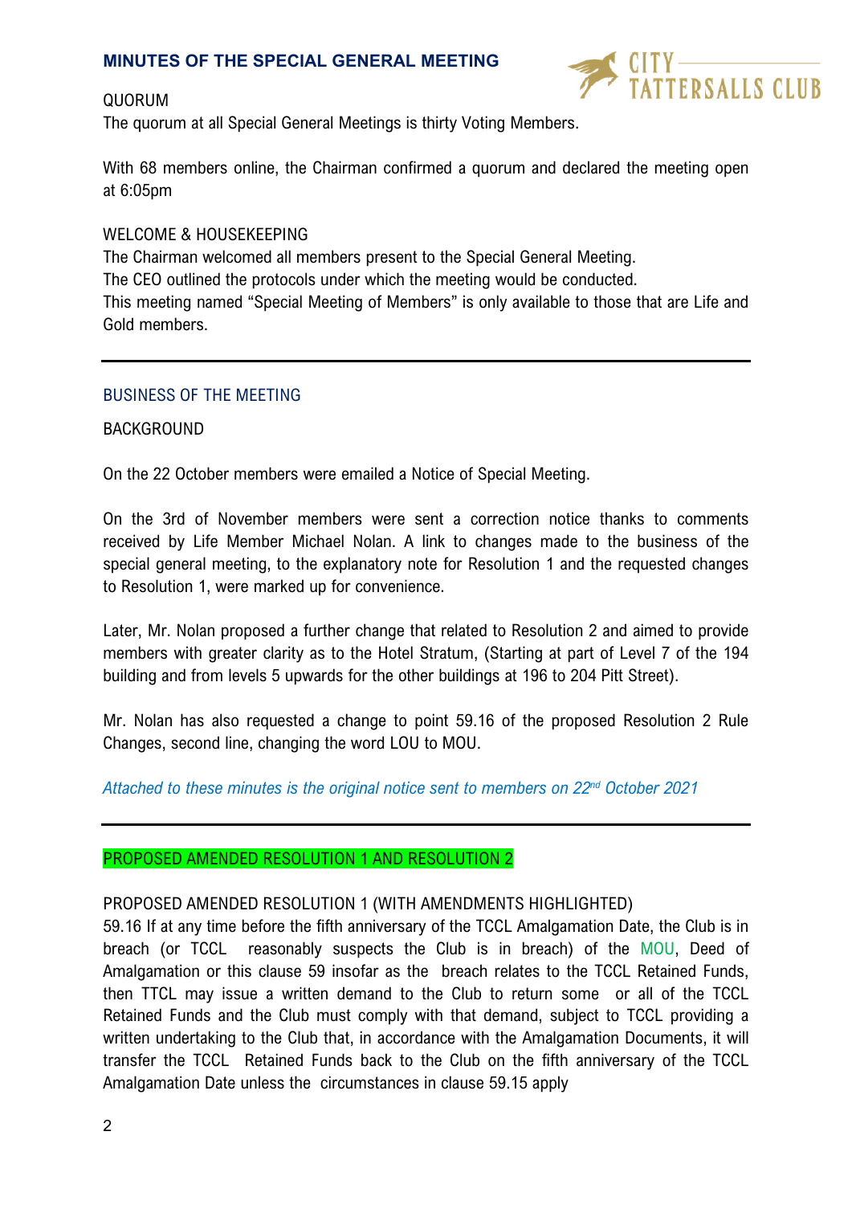QUORUM

The quorum at all Special General Meetings is thirty Voting Members.

With 68 members online, the Chairman confirmed a quorum and declared the meeting open at 6:05pm

WELCOME & HOUSEKEEPING

The Chairman welcomed all members present to the Special General Meeting.
The CEO outlined the protocols under which the meeting would be conducted.
This meeting named “Special Meeting of Members” is only available to those that are Life and Gold members.

---

## BUSINESS OF THE MEETING

BACKGROUND

On the 22 October members were emailed a Notice of Special Meeting.

On the 3rd of November members were sent a correction notice thanks to comments received by Life Member Michael Nolan. A link to changes made to the business of the special general meeting, to the explanatory note for Resolution 1 and the requested changes to Resolution 1, were marked up for convenience.

Later, Mr. Nolan proposed a further change that related to Resolution 2 and aimed to provide members with greater clarity as to the Hotel Stratum, (Starting at part of Level 7 of the 194 building and from levels 5 upwards for the other buildings at 196 to 204 Pitt Street).

Mr. Nolan has also requested a change to point 59.16 of the proposed Resolution 2 Rule Changes, second line, changing the word LOU to MOU.

*Attached to these minutes is the original notice sent to members on 22nd October 2021*

---

PROPOSED AMENDED RESOLUTION 1 AND RESOLUTION 2

PROPOSED AMENDED RESOLUTION 1 (WITH AMENDMENTS HIGHLIGHTED)

59.16 If at any time before the fifth anniversary of the TCCL Amalgamation Date, the Club is in breach (or TCCL reasonably suspects the Club is in breach) of the MOU, Deed of Amalgamation or this clause 59 insofar as the breach relates to the TCCL Retained Funds, then TTCL may issue a written demand to the Club to return some or all of the TCCL Retained Funds and the Club must comply with that demand, subject to TCCL providing a written undertaking to the Club that, in accordance with the Amalgamation Documents, it will transfer the TCCL Retained Funds back to the Club on the fifth anniversary of the TCCL Amalgamation Date unless the circumstances in clause 59.15 apply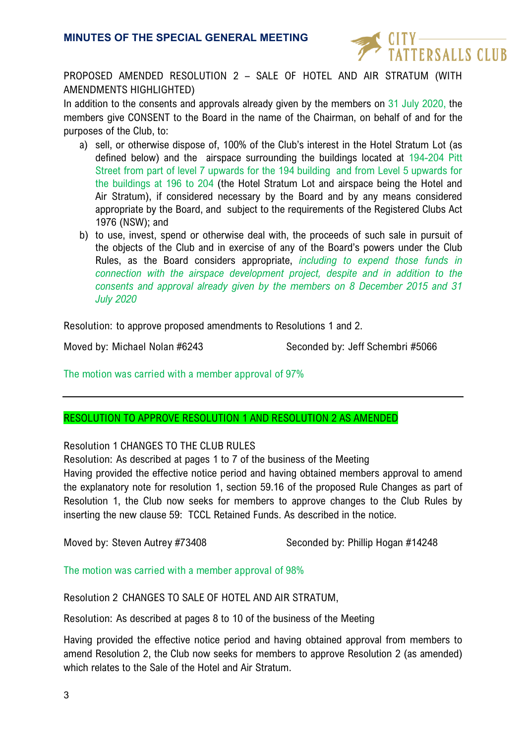PROPOSED AMENDED RESOLUTION 2 – SALE OF HOTEL AND AIR STRATUM (WITH AMENDMENTS HIGHLIGHTED)

In addition to the consents and approvals already given by the members on 31 July 2020, the members give CONSENT to the Board in the name of the Chairman, on behalf of and for the purposes of the Club, to:

a) sell, or otherwise dispose of, 100% of the Club's interest in the Hotel Stratum Lot (as defined below) and the airspace surrounding the buildings located at 194-204 Pitt Street from part of level 7 upwards for the 194 building and from Level 5 upwards for the buildings at 196 to 204 (the Hotel Stratum Lot and airspace being the Hotel and Air Stratum), if considered necessary by the Board and by any means considered appropriate by the Board, and subject to the requirements of the Registered Clubs Act 1976 (NSW); and

b) to use, invest, spend or otherwise deal with, the proceeds of such sale in pursuit of the objects of the Club and in exercise of any of the Board's powers under the Club Rules, as the Board considers appropriate, *including to expend those funds in connection with the airspace development project, despite and in addition to the consents and approval already given by the members on 8 December 2015 and 31 July 2020*

Resolution: to approve proposed amendments to Resolutions 1 and 2.

Moved by: Michael Nolan #6243 Seconded by: Jeff Schembri #5066

The motion was carried with a member approval of 97%

---

RESOLUTION TO APPROVE RESOLUTION 1 AND RESOLUTION 2 AS AMENDED

Resolution 1 CHANGES TO THE CLUB RULES

Resolution: As described at pages 1 to 7 of the business of the Meeting

Having provided the effective notice period and having obtained members approval to amend the explanatory note for resolution 1, section 59.16 of the proposed Rule Changes as part of Resolution 1, the Club now seeks for members to approve changes to the Club Rules by inserting the new clause 59: TCCL Retained Funds. As described in the notice.

Moved by: Steven Autrey #73408 Seconded by: Phillip Hogan #14248

The motion was carried with a member approval of 98%

Resolution 2 CHANGES TO SALE OF HOTEL AND AIR STRATUM,

Resolution: As described at pages 8 to 10 of the business of the Meeting

Having provided the effective notice period and having obtained approval from members to amend Resolution 2, the Club now seeks for members to approve Resolution 2 (as amended) which relates to the Sale of the Hotel and Air Stratum.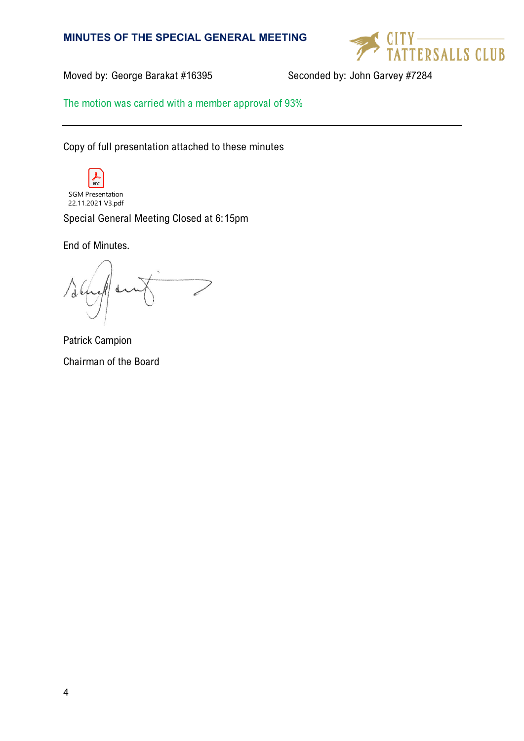Moved by: George Barakat #16395

Seconded by: John Garvey #7284

The motion was carried with a member approval of 93%

---

Copy of full presentation attached to these minutes

SGM Presentation 22.11.2021 V3.pdf

Special General Meeting Closed at 6:15pm

End of Minutes.

Patrick Campion

Chairman of the Board